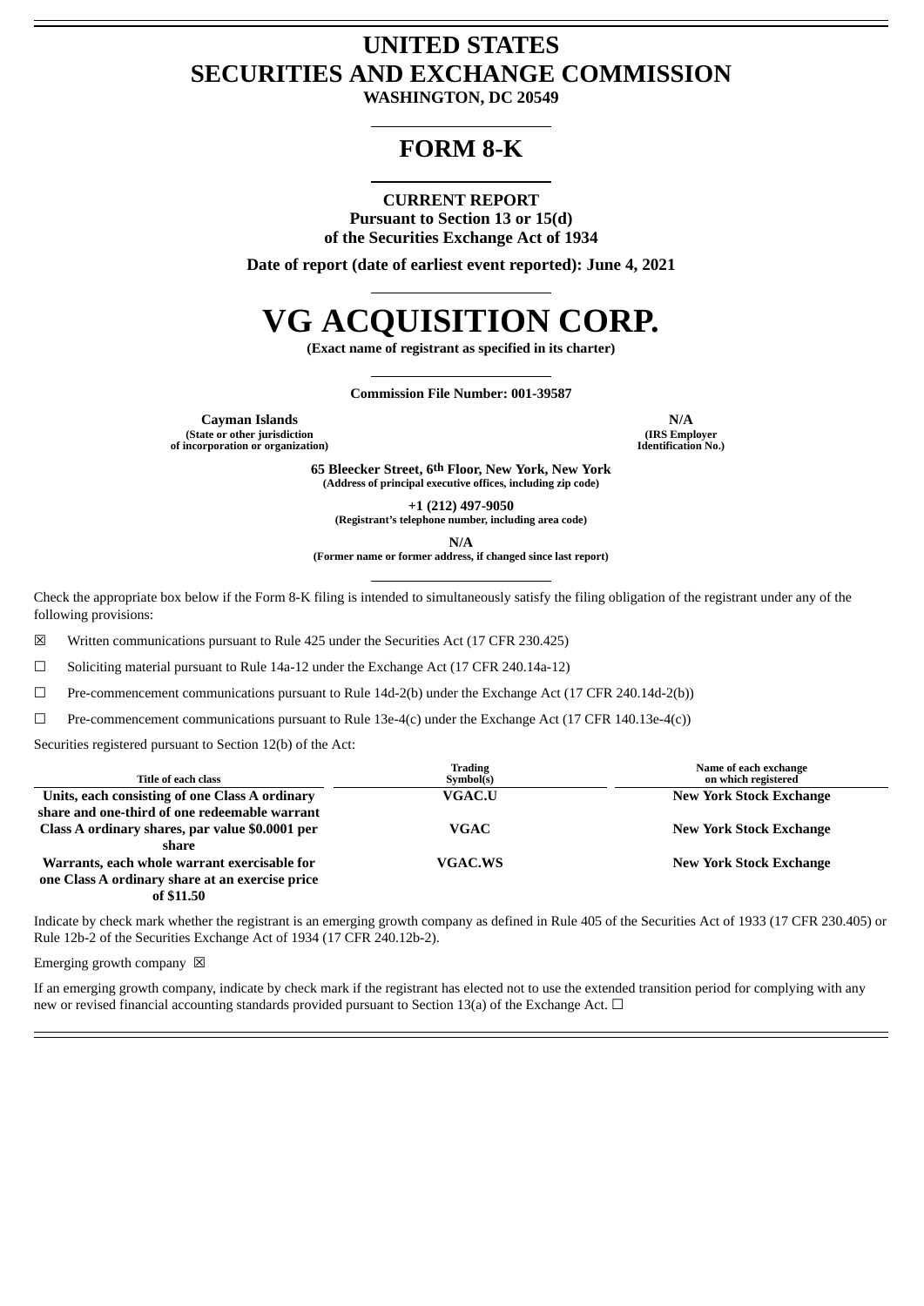# UNITED STATES
# SECURITIES AND EXCHANGE COMMISSION

**WASHINGTON, DC 20549**

## FORM 8-K

**CURRENT REPORT**
**Pursuant to Section 13 or 15(d)**
**of the Securities Exchange Act of 1934**

**Date of report (date of earliest event reported): June 4, 2021**

# VG ACQUISITION CORP.

**(Exact name of registrant as specified in its charter)**

**Commission File Number: 001-39587**

| **Cayman Islands** | **N/A** |
|---|---|
| **(State or other jurisdiction of incorporation or organization)** | **(IRS Employer Identification No.)** |

**65 Bleecker Street, 6th Floor, New York, New York**
**(Address of principal executive offices, including zip code)**

**+1 (212) 497-9050**
**(Registrant's telephone number, including area code)**

**N/A**
**(Former name or former address, if changed since last report)**

Check the appropriate box below if the Form 8-K filing is intended to simultaneously satisfy the filing obligation of the registrant under any of the following provisions:

☒ Written communications pursuant to Rule 425 under the Securities Act (17 CFR 230.425)

☐ Soliciting material pursuant to Rule 14a-12 under the Exchange Act (17 CFR 240.14a-12)

☐ Pre-commencement communications pursuant to Rule 14d-2(b) under the Exchange Act (17 CFR 240.14d-2(b))

☐ Pre-commencement communications pursuant to Rule 13e-4(c) under the Exchange Act (17 CFR 140.13e-4(c))

Securities registered pursuant to Section 12(b) of the Act:

| Title of each class | Trading Symbol(s) | Name of each exchange on which registered |
|---|---|---|
| **Units, each consisting of one Class A ordinary share and one-third of one redeemable warrant** | **VGAC.U** | **New York Stock Exchange** |
| **Class A ordinary shares, par value $0.0001 per share** | **VGAC** | **New York Stock Exchange** |
| **Warrants, each whole warrant exercisable for one Class A ordinary share at an exercise price of $11.50** | **VGAC.WS** | **New York Stock Exchange** |

Indicate by check mark whether the registrant is an emerging growth company as defined in Rule 405 of the Securities Act of 1933 (17 CFR 230.405) or Rule 12b-2 of the Securities Exchange Act of 1934 (17 CFR 240.12b-2).

Emerging growth company ☒

If an emerging growth company, indicate by check mark if the registrant has elected not to use the extended transition period for complying with any new or revised financial accounting standards provided pursuant to Section 13(a) of the Exchange Act. ☐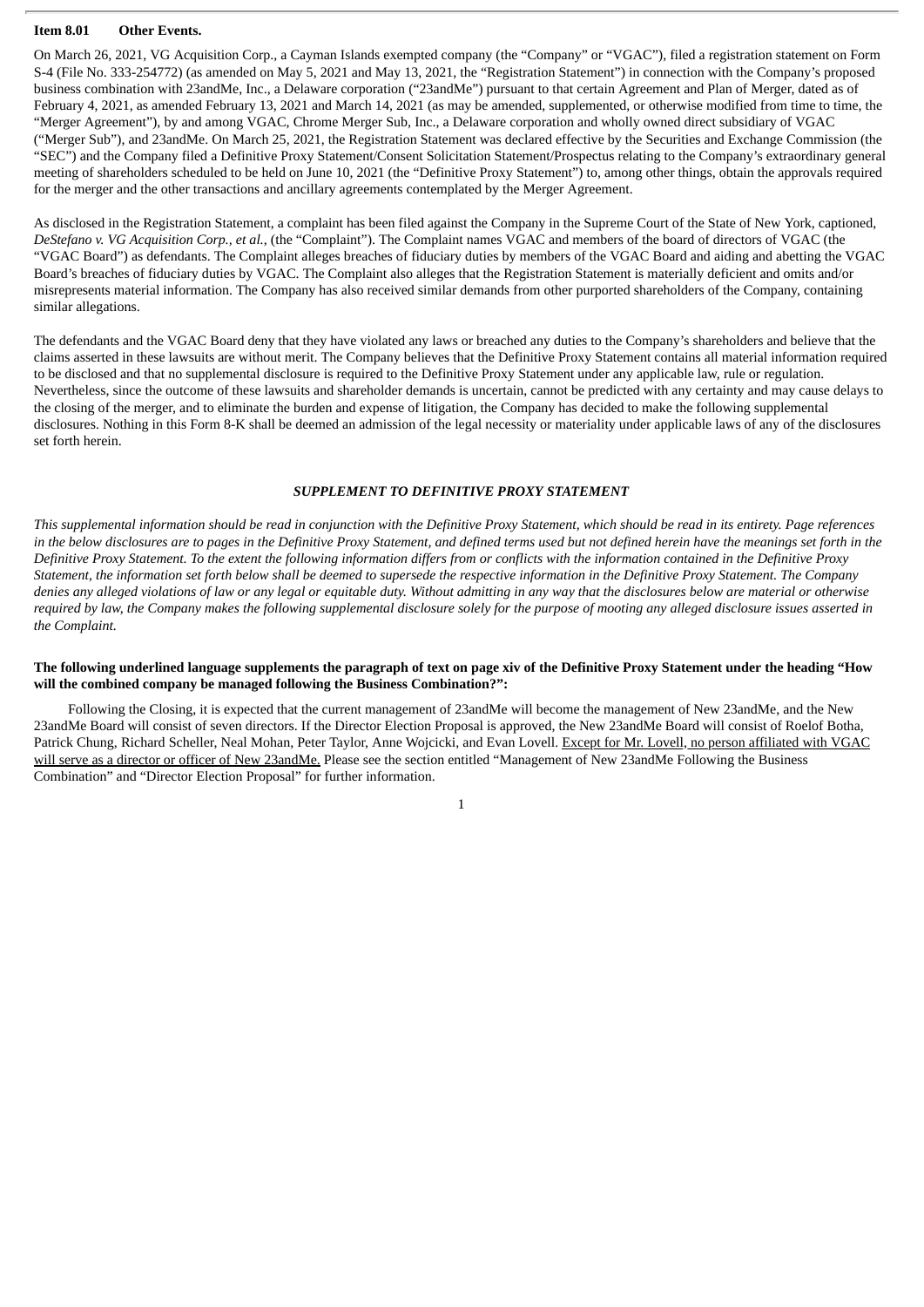**Item 8.01 Other Events.**

On March 26, 2021, VG Acquisition Corp., a Cayman Islands exempted company (the "Company" or "VGAC"), filed a registration statement on Form S-4 (File No. 333-254772) (as amended on May 5, 2021 and May 13, 2021, the "Registration Statement") in connection with the Company's proposed business combination with 23andMe, Inc., a Delaware corporation ("23andMe") pursuant to that certain Agreement and Plan of Merger, dated as of February 4, 2021, as amended February 13, 2021 and March 14, 2021 (as may be amended, supplemented, or otherwise modified from time to time, the "Merger Agreement"), by and among VGAC, Chrome Merger Sub, Inc., a Delaware corporation and wholly owned direct subsidiary of VGAC ("Merger Sub"), and 23andMe. On March 25, 2021, the Registration Statement was declared effective by the Securities and Exchange Commission (the "SEC") and the Company filed a Definitive Proxy Statement/Consent Solicitation Statement/Prospectus relating to the Company's extraordinary general meeting of shareholders scheduled to be held on June 10, 2021 (the "Definitive Proxy Statement") to, among other things, obtain the approvals required for the merger and the other transactions and ancillary agreements contemplated by the Merger Agreement.

As disclosed in the Registration Statement, a complaint has been filed against the Company in the Supreme Court of the State of New York, captioned, *DeStefano v. VG Acquisition Corp., et al.*, (the "Complaint"). The Complaint names VGAC and members of the board of directors of VGAC (the "VGAC Board") as defendants. The Complaint alleges breaches of fiduciary duties by members of the VGAC Board and aiding and abetting the VGAC Board's breaches of fiduciary duties by VGAC. The Complaint also alleges that the Registration Statement is materially deficient and omits and/or misrepresents material information. The Company has also received similar demands from other purported shareholders of the Company, containing similar allegations.

The defendants and the VGAC Board deny that they have violated any laws or breached any duties to the Company's shareholders and believe that the claims asserted in these lawsuits are without merit. The Company believes that the Definitive Proxy Statement contains all material information required to be disclosed and that no supplemental disclosure is required to the Definitive Proxy Statement under any applicable law, rule or regulation. Nevertheless, since the outcome of these lawsuits and shareholder demands is uncertain, cannot be predicted with any certainty and may cause delays to the closing of the merger, and to eliminate the burden and expense of litigation, the Company has decided to make the following supplemental disclosures. Nothing in this Form 8-K shall be deemed an admission of the legal necessity or materiality under applicable laws of any of the disclosures set forth herein.

***SUPPLEMENT TO DEFINITIVE PROXY STATEMENT***

*This supplemental information should be read in conjunction with the Definitive Proxy Statement, which should be read in its entirety. Page references in the below disclosures are to pages in the Definitive Proxy Statement, and defined terms used but not defined herein have the meanings set forth in the Definitive Proxy Statement. To the extent the following information differs from or conflicts with the information contained in the Definitive Proxy Statement, the information set forth below shall be deemed to supersede the respective information in the Definitive Proxy Statement. The Company denies any alleged violations of law or any legal or equitable duty. Without admitting in any way that the disclosures below are material or otherwise required by law, the Company makes the following supplemental disclosure solely for the purpose of mooting any alleged disclosure issues asserted in the Complaint.*

**The following underlined language supplements the paragraph of text on page xiv of the Definitive Proxy Statement under the heading "How will the combined company be managed following the Business Combination?":**

Following the Closing, it is expected that the current management of 23andMe will become the management of New 23andMe, and the New 23andMe Board will consist of seven directors. If the Director Election Proposal is approved, the New 23andMe Board will consist of Roelof Botha, Patrick Chung, Richard Scheller, Neal Mohan, Peter Taylor, Anne Wojcicki, and Evan Lovell. Except for Mr. Lovell, no person affiliated with VGAC will serve as a director or officer of New 23andMe. Please see the section entitled "Management of New 23andMe Following the Business Combination" and "Director Election Proposal" for further information.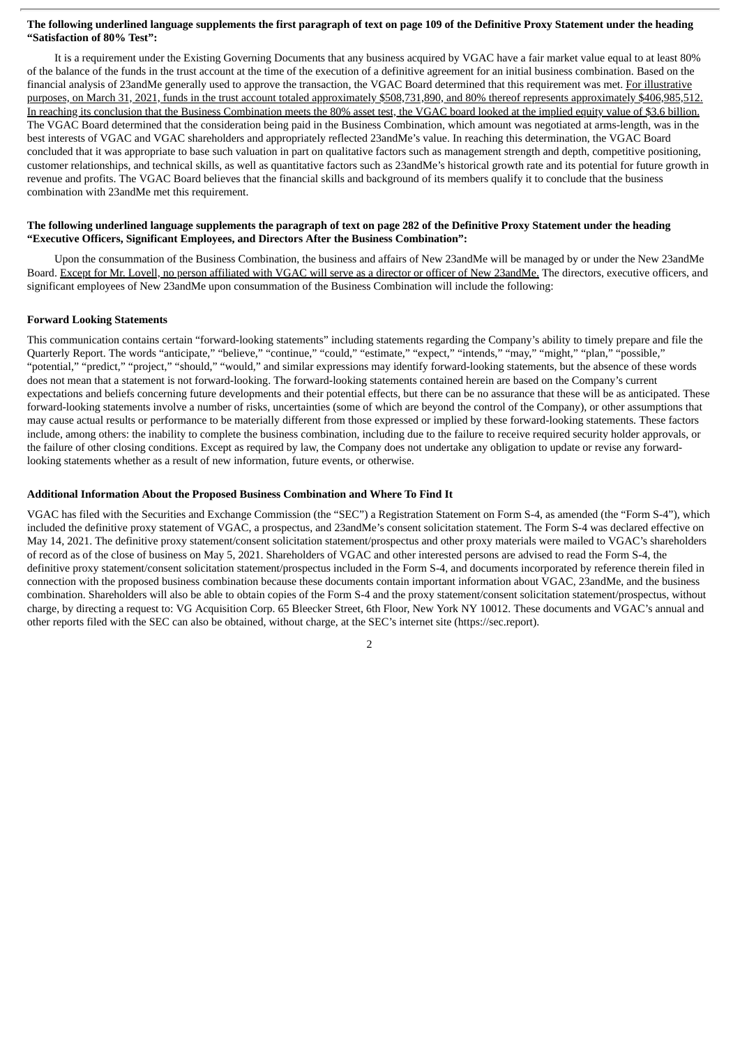**The following underlined language supplements the first paragraph of text on page 109 of the Definitive Proxy Statement under the heading "Satisfaction of 80% Test":**

It is a requirement under the Existing Governing Documents that any business acquired by VGAC have a fair market value equal to at least 80% of the balance of the funds in the trust account at the time of the execution of a definitive agreement for an initial business combination. Based on the financial analysis of 23andMe generally used to approve the transaction, the VGAC Board determined that this requirement was met. <u>For illustrative purposes, on March 31, 2021, funds in the trust account totaled approximately $508,731,890, and 80% thereof represents approximately $406,985,512. In reaching its conclusion that the Business Combination meets the 80% asset test, the VGAC board looked at the implied equity value of $3.6 billion.</u> The VGAC Board determined that the consideration being paid in the Business Combination, which amount was negotiated at arms-length, was in the best interests of VGAC and VGAC shareholders and appropriately reflected 23andMe's value. In reaching this determination, the VGAC Board concluded that it was appropriate to base such valuation in part on qualitative factors such as management strength and depth, competitive positioning, customer relationships, and technical skills, as well as quantitative factors such as 23andMe's historical growth rate and its potential for future growth in revenue and profits. The VGAC Board believes that the financial skills and background of its members qualify it to conclude that the business combination with 23andMe met this requirement.

**The following underlined language supplements the paragraph of text on page 282 of the Definitive Proxy Statement under the heading "Executive Officers, Significant Employees, and Directors After the Business Combination":**

Upon the consummation of the Business Combination, the business and affairs of New 23andMe will be managed by or under the New 23andMe Board. <u>Except for Mr. Lovell, no person affiliated with VGAC will serve as a director or officer of New 23andMe.</u> The directors, executive officers, and significant employees of New 23andMe upon consummation of the Business Combination will include the following:

**Forward Looking Statements**

This communication contains certain "forward-looking statements" including statements regarding the Company's ability to timely prepare and file the Quarterly Report. The words "anticipate," "believe," "continue," "could," "estimate," "expect," "intends," "may," "might," "plan," "possible," "potential," "predict," "project," "should," "would," and similar expressions may identify forward-looking statements, but the absence of these words does not mean that a statement is not forward-looking. The forward-looking statements contained herein are based on the Company's current expectations and beliefs concerning future developments and their potential effects, but there can be no assurance that these will be as anticipated. These forward-looking statements involve a number of risks, uncertainties (some of which are beyond the control of the Company), or other assumptions that may cause actual results or performance to be materially different from those expressed or implied by these forward-looking statements. These factors include, among others: the inability to complete the business combination, including due to the failure to receive required security holder approvals, or the failure of other closing conditions. Except as required by law, the Company does not undertake any obligation to update or revise any forward-looking statements whether as a result of new information, future events, or otherwise.

**Additional Information About the Proposed Business Combination and Where To Find It**

VGAC has filed with the Securities and Exchange Commission (the "SEC") a Registration Statement on Form S-4, as amended (the "Form S-4"), which included the definitive proxy statement of VGAC, a prospectus, and 23andMe's consent solicitation statement. The Form S-4 was declared effective on May 14, 2021. The definitive proxy statement/consent solicitation statement/prospectus and other proxy materials were mailed to VGAC's shareholders of record as of the close of business on May 5, 2021. Shareholders of VGAC and other interested persons are advised to read the Form S-4, the definitive proxy statement/consent solicitation statement/prospectus included in the Form S-4, and documents incorporated by reference therein filed in connection with the proposed business combination because these documents contain important information about VGAC, 23andMe, and the business combination. Shareholders will also be able to obtain copies of the Form S-4 and the proxy statement/consent solicitation statement/prospectus, without charge, by directing a request to: VG Acquisition Corp. 65 Bleecker Street, 6th Floor, New York NY 10012. These documents and VGAC's annual and other reports filed with the SEC can also be obtained, without charge, at the SEC's internet site (https://sec.report).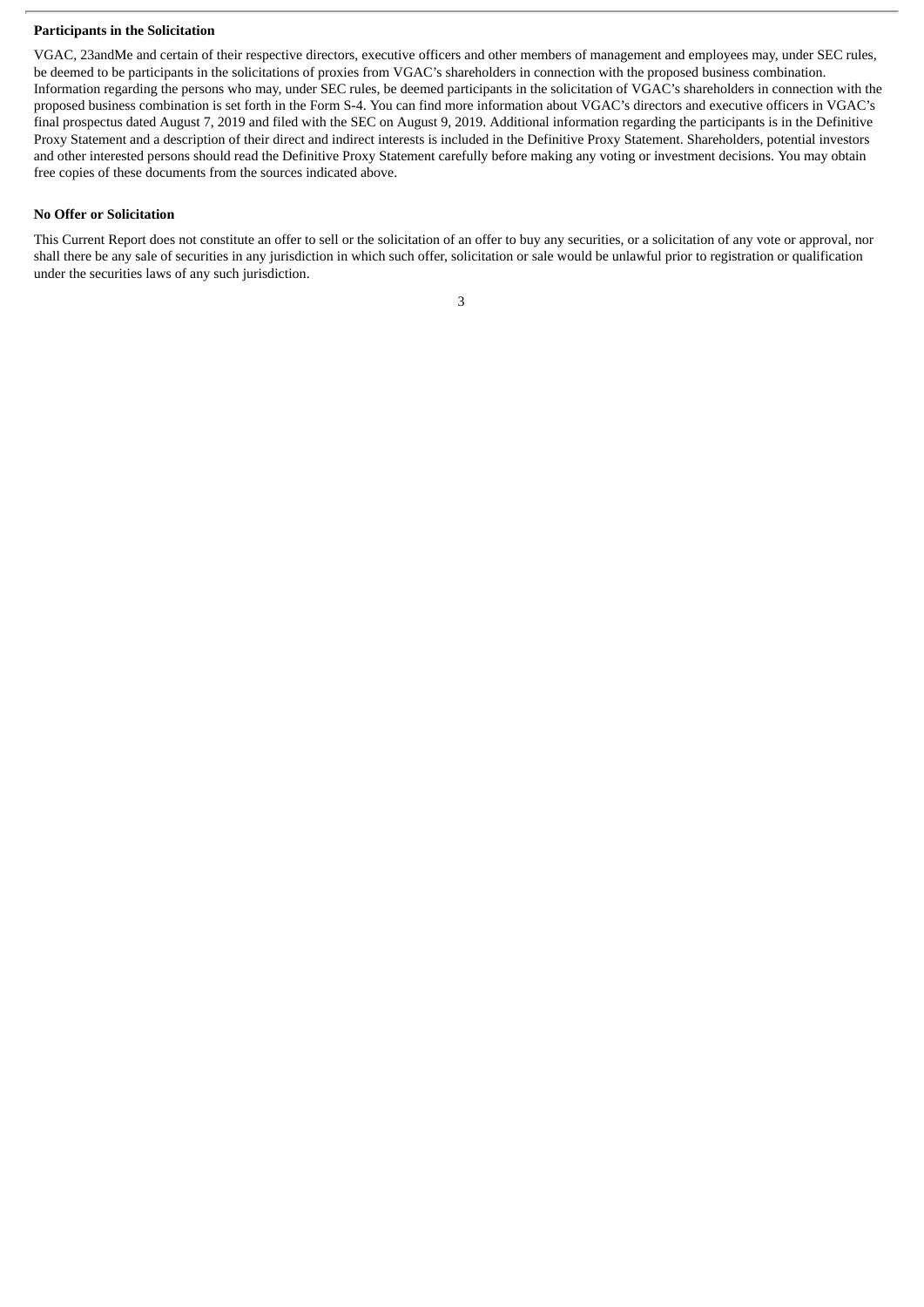**Participants in the Solicitation**

VGAC, 23andMe and certain of their respective directors, executive officers and other members of management and employees may, under SEC rules, be deemed to be participants in the solicitations of proxies from VGAC's shareholders in connection with the proposed business combination. Information regarding the persons who may, under SEC rules, be deemed participants in the solicitation of VGAC's shareholders in connection with the proposed business combination is set forth in the Form S-4. You can find more information about VGAC's directors and executive officers in VGAC's final prospectus dated August 7, 2019 and filed with the SEC on August 9, 2019. Additional information regarding the participants is in the Definitive Proxy Statement and a description of their direct and indirect interests is included in the Definitive Proxy Statement. Shareholders, potential investors and other interested persons should read the Definitive Proxy Statement carefully before making any voting or investment decisions. You may obtain free copies of these documents from the sources indicated above.

**No Offer or Solicitation**

This Current Report does not constitute an offer to sell or the solicitation of an offer to buy any securities, or a solicitation of any vote or approval, nor shall there be any sale of securities in any jurisdiction in which such offer, solicitation or sale would be unlawful prior to registration or qualification under the securities laws of any such jurisdiction.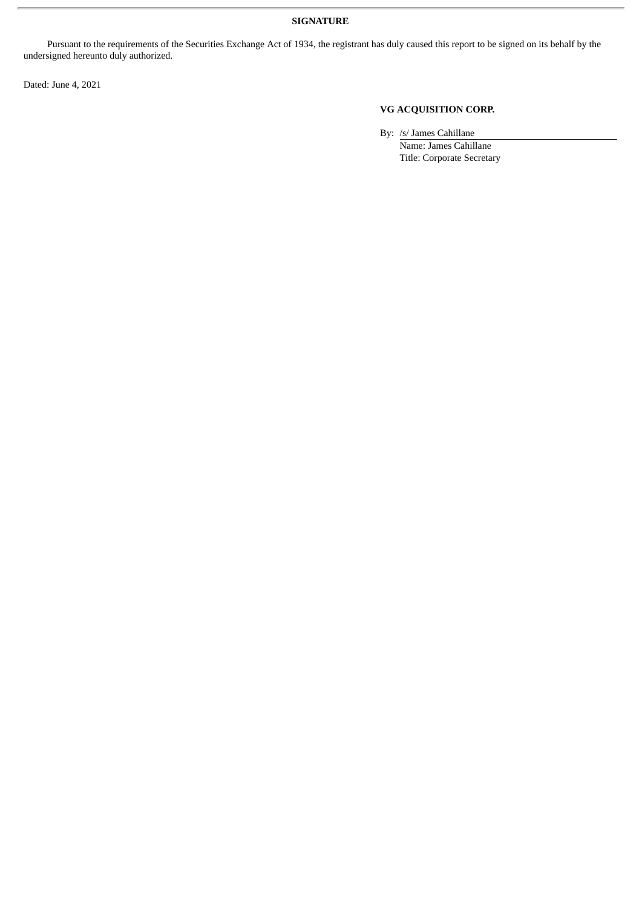**SIGNATURE**

Pursuant to the requirements of the Securities Exchange Act of 1934, the registrant has duly caused this report to be signed on its behalf by the undersigned hereunto duly authorized.

Dated: June 4, 2021

**VG ACQUISITION CORP.**

By: /s/ James Cahillane

Name: James Cahillane

Title: Corporate Secretary